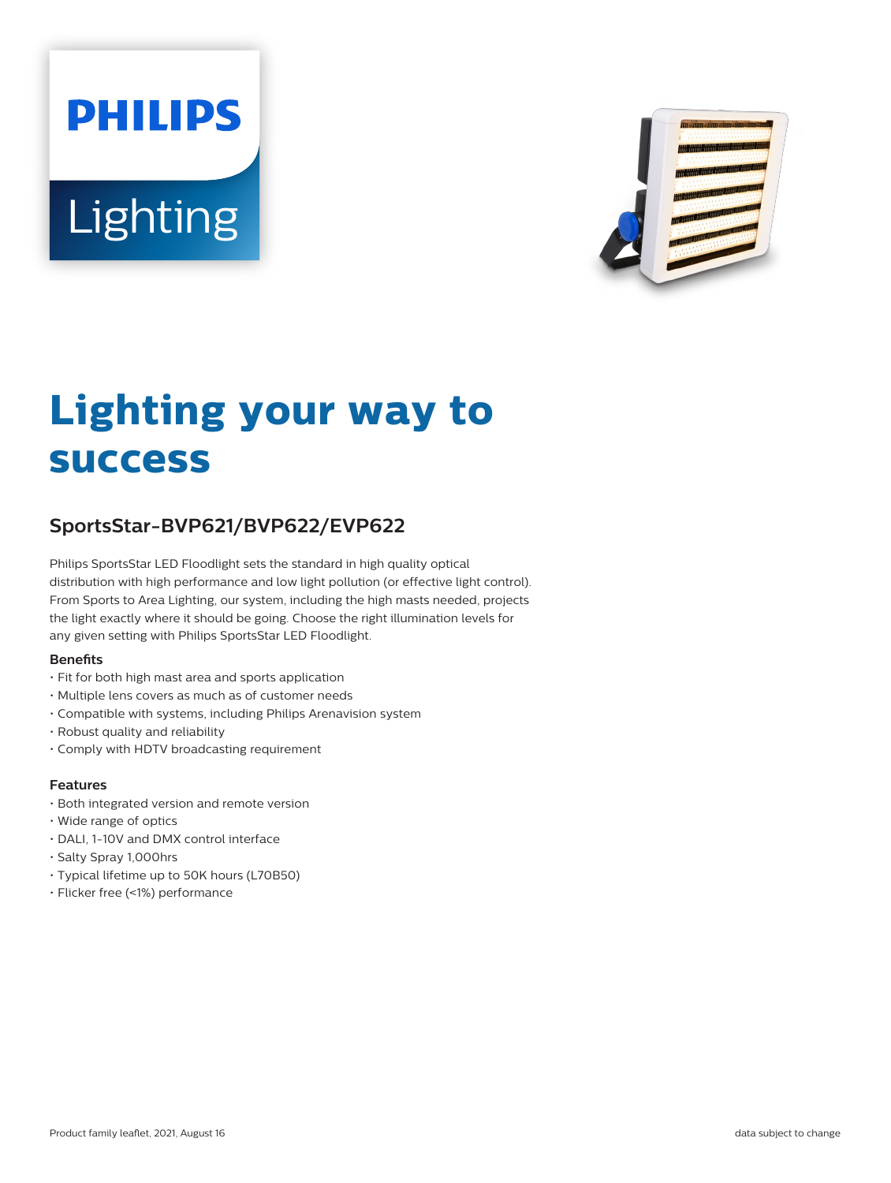# Lighting your way to success

## SportsStar-BVP621/BVP622/EVP622

Philips SportsStar LED Floodlight sets the standard in high quality optical distribution with high performance and low light pollution (or effective light control). From Sports to Area Lighting, our system, including the high masts needed, projects the light exactly where it should be going. Choose the right illumination levels for any given setting with Philips SportsStar LED Floodlight.

### Benefits

- Fit for both high mast area and sports application
- Multiple lens covers as much as of customer needs
- Compatible with systems, including Philips Arenavision system
- Robust quality and reliability
- Comply with HDTV broadcasting requirement

### Features

- Both integrated version and remote version
- Wide range of optics
- DALI, 1-10V and DMX control interface
- Salty Spray 1,000hrs
- Typical lifetime up to 50K hours (L70B50)
- Flicker free (<1%) performance

Product family leaflet, 2021, August 16

data subject to change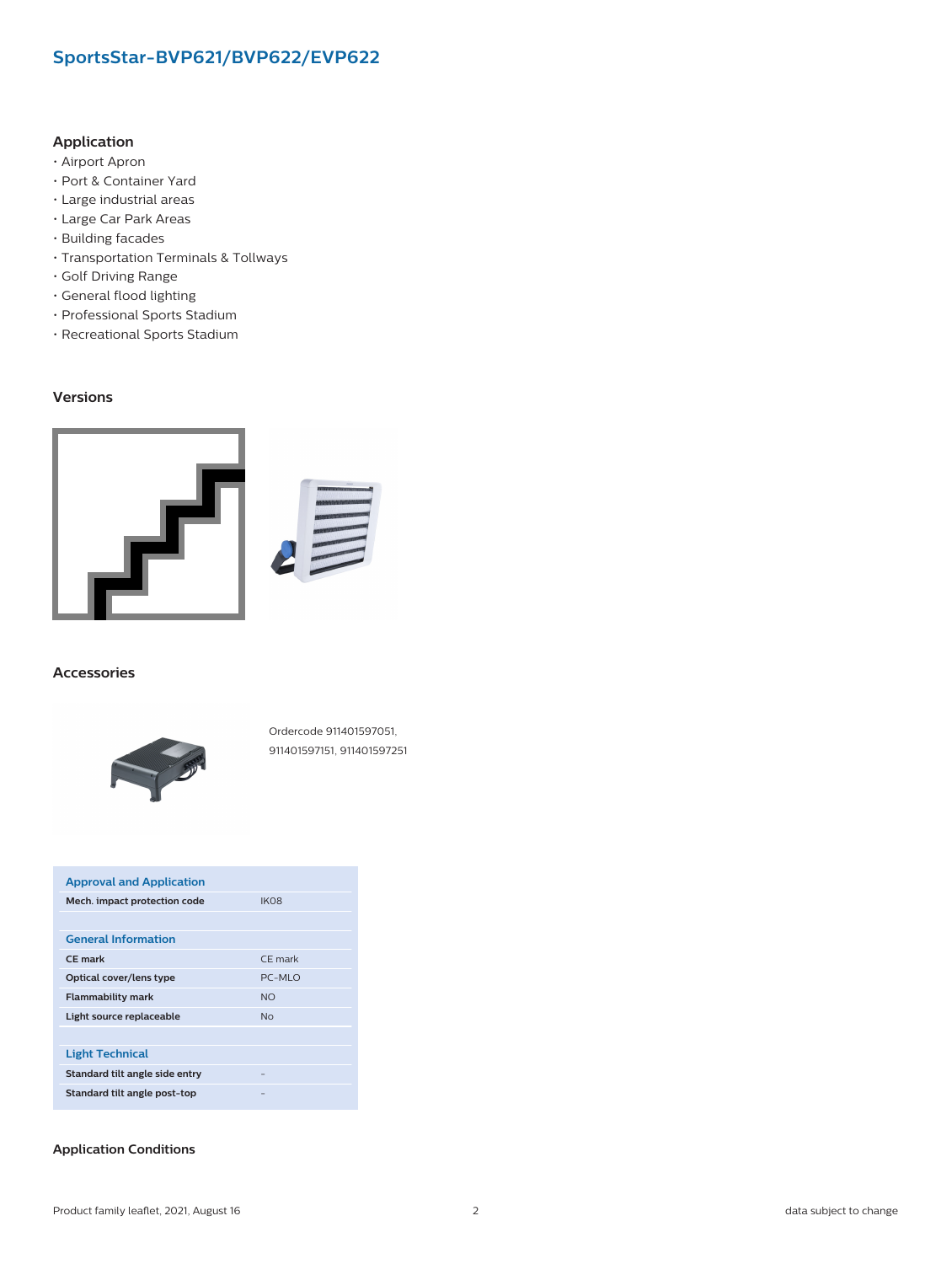# SportsStar-BVP621/BVP622/EVP622

## Application

- Airport Apron
- Port & Container Yard
- Large industrial areas
- Large Car Park Areas
- Building facades
- Transportation Terminals & Tollways
- Golf Driving Range
- General flood lighting
- Professional Sports Stadium
- Recreational Sports Stadium

## Versions

## Accessories

Ordercode 911401597051, 911401597151, 911401597251

| Approval and Application | |
|---|---|
| Mech. impact protection code | IK08 |
| **General Information** | |
| CE mark | CE mark |
| Optical cover/lens type | PC-MLO |
| Flammability mark | NO |
| Light source replaceable | No |
| **Light Technical** | |
| Standard tilt angle side entry | - |
| Standard tilt angle post-top | - |

## Application Conditions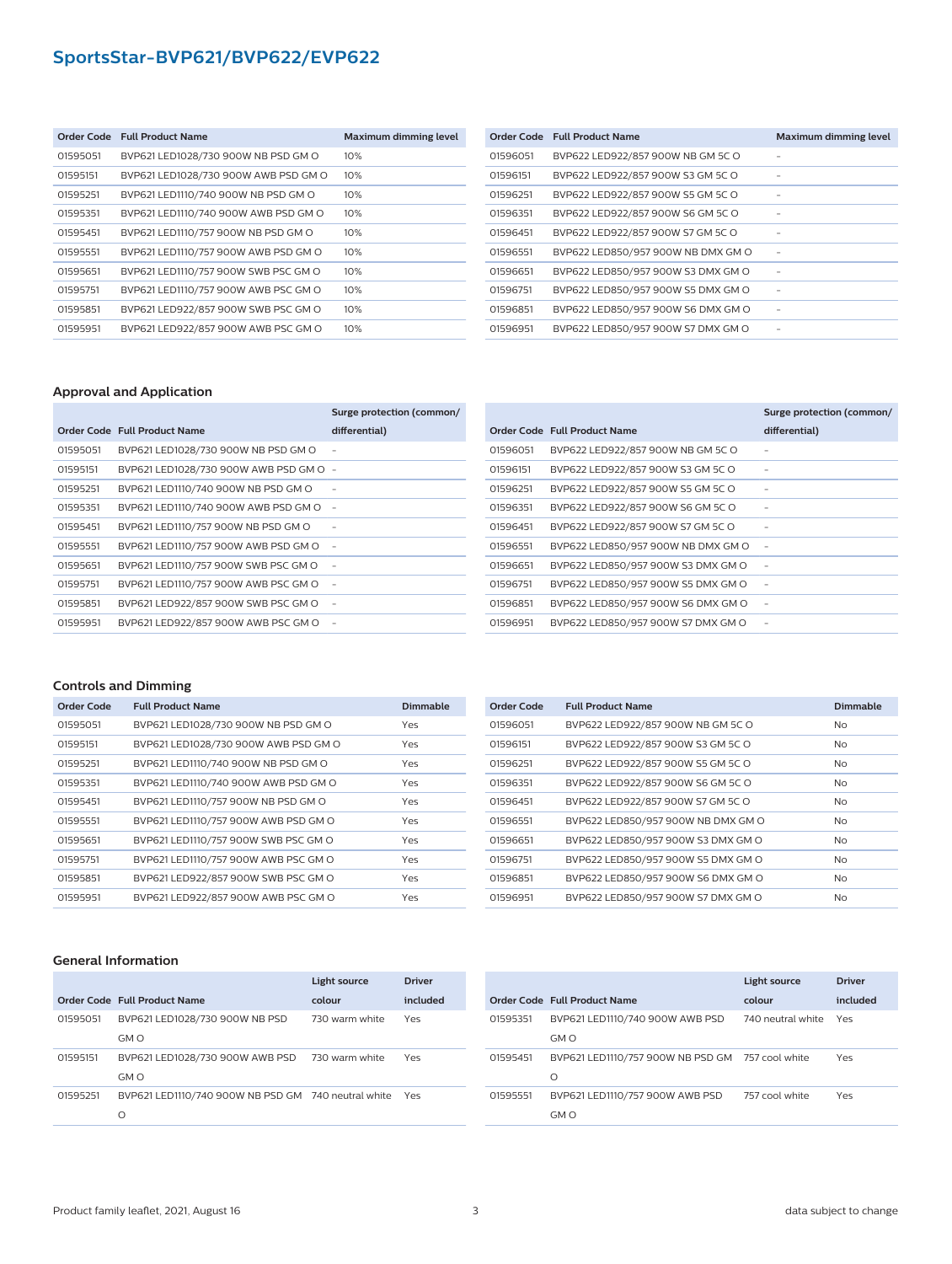## SportsStar-BVP621/BVP622/EVP622

| Order Code | Full Product Name | Maximum dimming level |
|---|---|---|
| 01595051 | BVP621 LED1028/730 900W NB PSD GM O | 10% |
| 01595151 | BVP621 LED1028/730 900W AWB PSD GM O | 10% |
| 01595251 | BVP621 LED1110/740 900W NB PSD GM O | 10% |
| 01595351 | BVP621 LED1110/740 900W AWB PSD GM O | 10% |
| 01595451 | BVP621 LED1110/757 900W NB PSD GM O | 10% |
| 01595551 | BVP621 LED1110/757 900W AWB PSD GM O | 10% |
| 01595651 | BVP621 LED1110/757 900W SWB PSC GM O | 10% |
| 01595751 | BVP621 LED1110/757 900W AWB PSC GM O | 10% |
| 01595851 | BVP621 LED922/857 900W SWB PSC GM O | 10% |
| 01595951 | BVP621 LED922/857 900W AWB PSC GM O | 10% |

| Order Code | Full Product Name | Maximum dimming level |
|---|---|---|
| 01596051 | BVP622 LED922/857 900W NB GM 5C O | - |
| 01596151 | BVP622 LED922/857 900W S3 GM 5C O | - |
| 01596251 | BVP622 LED922/857 900W S5 GM 5C O | - |
| 01596351 | BVP622 LED922/857 900W S6 GM 5C O | - |
| 01596451 | BVP622 LED922/857 900W S7 GM 5C O | - |
| 01596551 | BVP622 LED850/957 900W NB DMX GM O | - |
| 01596651 | BVP622 LED850/957 900W S3 DMX GM O | - |
| 01596751 | BVP622 LED850/957 900W S5 DMX GM O | - |
| 01596851 | BVP622 LED850/957 900W S6 DMX GM O | - |
| 01596951 | BVP622 LED850/957 900W S7 DMX GM O | - |

### Approval and Application

| Order Code | Full Product Name | Surge protection (common/ differential) |
|---|---|---|
| 01595051 | BVP621 LED1028/730 900W NB PSD GM O | - |
| 01595151 | BVP621 LED1028/730 900W AWB PSD GM O | - |
| 01595251 | BVP621 LED1110/740 900W NB PSD GM O | - |
| 01595351 | BVP621 LED1110/740 900W AWB PSD GM O | - |
| 01595451 | BVP621 LED1110/757 900W NB PSD GM O | - |
| 01595551 | BVP621 LED1110/757 900W AWB PSD GM O | - |
| 01595651 | BVP621 LED1110/757 900W SWB PSC GM O | - |
| 01595751 | BVP621 LED1110/757 900W AWB PSC GM O | - |
| 01595851 | BVP621 LED922/857 900W SWB PSC GM O | - |
| 01595951 | BVP621 LED922/857 900W AWB PSC GM O | - |

| Order Code | Full Product Name | Surge protection (common/ differential) |
|---|---|---|
| 01596051 | BVP622 LED922/857 900W NB GM 5C O | - |
| 01596151 | BVP622 LED922/857 900W S3 GM 5C O | - |
| 01596251 | BVP622 LED922/857 900W S5 GM 5C O | - |
| 01596351 | BVP622 LED922/857 900W S6 GM 5C O | - |
| 01596451 | BVP622 LED922/857 900W S7 GM 5C O | - |
| 01596551 | BVP622 LED850/957 900W NB DMX GM O | - |
| 01596651 | BVP622 LED850/957 900W S3 DMX GM O | - |
| 01596751 | BVP622 LED850/957 900W S5 DMX GM O | - |
| 01596851 | BVP622 LED850/957 900W S6 DMX GM O | - |
| 01596951 | BVP622 LED850/957 900W S7 DMX GM O | - |

### Controls and Dimming

| Order Code | Full Product Name | Dimmable |
|---|---|---|
| 01595051 | BVP621 LED1028/730 900W NB PSD GM O | Yes |
| 01595151 | BVP621 LED1028/730 900W AWB PSD GM O | Yes |
| 01595251 | BVP621 LED1110/740 900W NB PSD GM O | Yes |
| 01595351 | BVP621 LED1110/740 900W AWB PSD GM O | Yes |
| 01595451 | BVP621 LED1110/757 900W NB PSD GM O | Yes |
| 01595551 | BVP621 LED1110/757 900W AWB PSD GM O | Yes |
| 01595651 | BVP621 LED1110/757 900W SWB PSC GM O | Yes |
| 01595751 | BVP621 LED1110/757 900W AWB PSC GM O | Yes |
| 01595851 | BVP621 LED922/857 900W SWB PSC GM O | Yes |
| 01595951 | BVP621 LED922/857 900W AWB PSC GM O | Yes |

| Order Code | Full Product Name | Dimmable |
|---|---|---|
| 01596051 | BVP622 LED922/857 900W NB GM 5C O | No |
| 01596151 | BVP622 LED922/857 900W S3 GM 5C O | No |
| 01596251 | BVP622 LED922/857 900W S5 GM 5C O | No |
| 01596351 | BVP622 LED922/857 900W S6 GM 5C O | No |
| 01596451 | BVP622 LED922/857 900W S7 GM 5C O | No |
| 01596551 | BVP622 LED850/957 900W NB DMX GM O | No |
| 01596651 | BVP622 LED850/957 900W S3 DMX GM O | No |
| 01596751 | BVP622 LED850/957 900W S5 DMX GM O | No |
| 01596851 | BVP622 LED850/957 900W S6 DMX GM O | No |
| 01596951 | BVP622 LED850/957 900W S7 DMX GM O | No |

### General Information

| Order Code | Full Product Name | Light source colour | Driver included |
|---|---|---|---|
| 01595051 | BVP621 LED1028/730 900W NB PSD GM O | 730 warm white | Yes |
| 01595151 | BVP621 LED1028/730 900W AWB PSD GM O | 730 warm white | Yes |
| 01595251 | BVP621 LED1110/740 900W NB PSD GM O | 740 neutral white | Yes |

| Order Code | Full Product Name | Light source colour | Driver included |
|---|---|---|---|
| 01595351 | BVP621 LED1110/740 900W AWB PSD GM O | 740 neutral white | Yes |
| 01595451 | BVP621 LED1110/757 900W NB PSD GM O | 757 cool white | Yes |
| 01595551 | BVP621 LED1110/757 900W AWB PSD GM O | 757 cool white | Yes |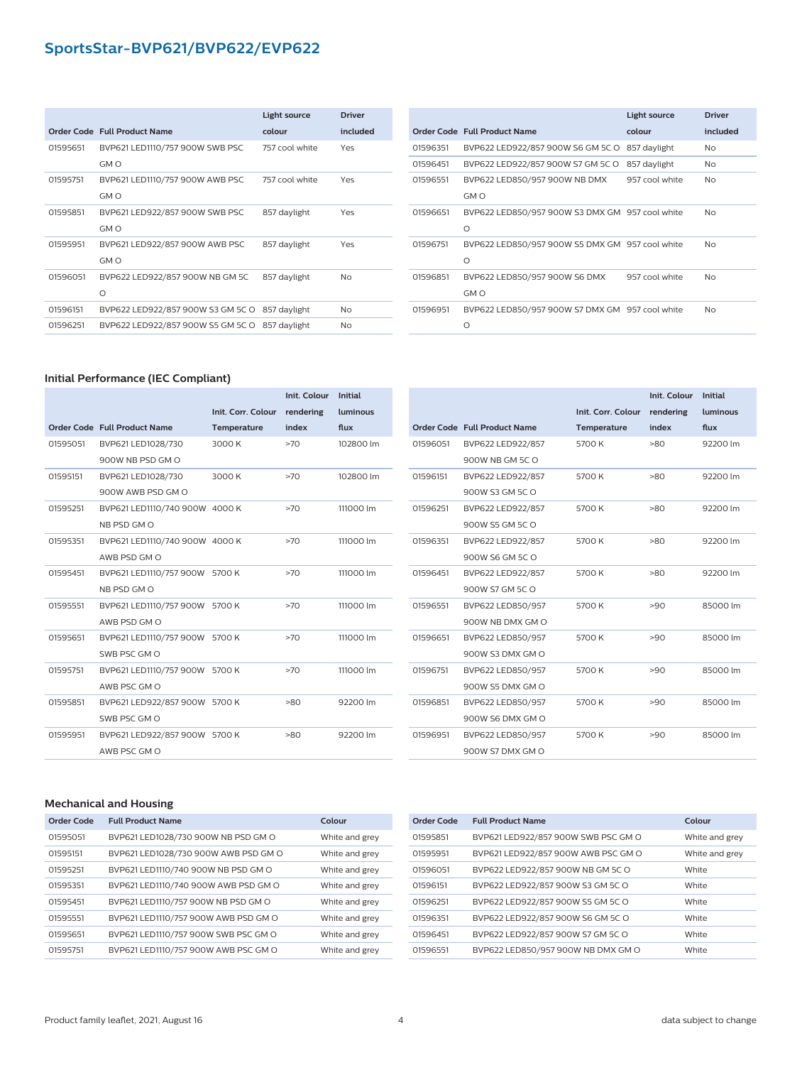## SportsStar-BVP621/BVP622/EVP622

| Order Code | Full Product Name | Light source colour | Driver included |
|---|---|---|---|
| 01595651 | BVP621 LED1110/757 900W SWB PSC GM O | 757 cool white | Yes |
| 01595751 | BVP621 LED1110/757 900W AWB PSC GM O | 757 cool white | Yes |
| 01595851 | BVP621 LED922/857 900W SWB PSC GM O | 857 daylight | Yes |
| 01595951 | BVP621 LED922/857 900W AWB PSC GM O | 857 daylight | Yes |
| 01596051 | BVP622 LED922/857 900W NB GM 5C O | 857 daylight | No |
| 01596151 | BVP622 LED922/857 900W S3 GM 5C O | 857 daylight | No |
| 01596251 | BVP622 LED922/857 900W S5 GM 5C O | 857 daylight | No |
| 01596351 | BVP622 LED922/857 900W S6 GM 5C O | 857 daylight | No |
| 01596451 | BVP622 LED922/857 900W S7 GM 5C O | 857 daylight | No |
| 01596551 | BVP622 LED850/957 900W NB DMX GM O | 957 cool white | No |
| 01596651 | BVP622 LED850/957 900W S3 DMX GM O | 957 cool white | No |
| 01596751 | BVP622 LED850/957 900W S5 DMX GM O | 957 cool white | No |
| 01596851 | BVP622 LED850/957 900W S6 DMX GM O | 957 cool white | No |
| 01596951 | BVP622 LED850/957 900W S7 DMX GM O | 957 cool white | No |

### Initial Performance (IEC Compliant)

| Order Code | Full Product Name | Init. Corr. Colour Temperature | Init. Colour rendering index | Initial luminous flux |
|---|---|---|---|---|
| 01595051 | BVP621 LED1028/730 900W NB PSD GM O | 3000 K | >70 | 102800 lm |
| 01595151 | BVP621 LED1028/730 900W AWB PSD GM O | 3000 K | >70 | 102800 lm |
| 01595251 | BVP621 LED1110/740 900W NB PSD GM O | 4000 K | >70 | 111000 lm |
| 01595351 | BVP621 LED1110/740 900W AWB PSD GM O | 4000 K | >70 | 111000 lm |
| 01595451 | BVP621 LED1110/757 900W NB PSD GM O | 5700 K | >70 | 111000 lm |
| 01595551 | BVP621 LED1110/757 900W AWB PSD GM O | 5700 K | >70 | 111000 lm |
| 01595651 | BVP621 LED1110/757 900W SWB PSC GM O | 5700 K | >70 | 111000 lm |
| 01595751 | BVP621 LED1110/757 900W AWB PSC GM O | 5700 K | >70 | 111000 lm |
| 01595851 | BVP621 LED922/857 900W SWB PSC GM O | 5700 K | >80 | 92200 lm |
| 01595951 | BVP621 LED922/857 900W AWB PSC GM O | 5700 K | >80 | 92200 lm |
| 01596051 | BVP622 LED922/857 900W NB GM 5C O | 5700 K | >80 | 92200 lm |
| 01596151 | BVP622 LED922/857 900W S3 GM 5C O | 5700 K | >80 | 92200 lm |
| 01596251 | BVP622 LED922/857 900W S5 GM 5C O | 5700 K | >80 | 92200 lm |
| 01596351 | BVP622 LED922/857 900W S6 GM 5C O | 5700 K | >80 | 92200 lm |
| 01596451 | BVP622 LED922/857 900W S7 GM 5C O | 5700 K | >80 | 92200 lm |
| 01596551 | BVP622 LED850/957 900W NB DMX GM O | 5700 K | >90 | 85000 lm |
| 01596651 | BVP622 LED850/957 900W S3 DMX GM O | 5700 K | >90 | 85000 lm |
| 01596751 | BVP622 LED850/957 900W S5 DMX GM O | 5700 K | >90 | 85000 lm |
| 01596851 | BVP622 LED850/957 900W S6 DMX GM O | 5700 K | >90 | 85000 lm |
| 01596951 | BVP622 LED850/957 900W S7 DMX GM O | 5700 K | >90 | 85000 lm |

### Mechanical and Housing

| Order Code | Full Product Name | Colour |
|---|---|---|
| 01595051 | BVP621 LED1028/730 900W NB PSD GM O | White and grey |
| 01595151 | BVP621 LED1028/730 900W AWB PSD GM O | White and grey |
| 01595251 | BVP621 LED1110/740 900W NB PSD GM O | White and grey |
| 01595351 | BVP621 LED1110/740 900W AWB PSD GM O | White and grey |
| 01595451 | BVP621 LED1110/757 900W NB PSD GM O | White and grey |
| 01595551 | BVP621 LED1110/757 900W AWB PSD GM O | White and grey |
| 01595651 | BVP621 LED1110/757 900W SWB PSC GM O | White and grey |
| 01595751 | BVP621 LED1110/757 900W AWB PSC GM O | White and grey |
| 01595851 | BVP621 LED922/857 900W SWB PSC GM O | White and grey |
| 01595951 | BVP621 LED922/857 900W AWB PSC GM O | White and grey |
| 01596051 | BVP622 LED922/857 900W NB GM 5C O | White |
| 01596151 | BVP622 LED922/857 900W S3 GM 5C O | White |
| 01596251 | BVP622 LED922/857 900W S5 GM 5C O | White |
| 01596351 | BVP622 LED922/857 900W S6 GM 5C O | White |
| 01596451 | BVP622 LED922/857 900W S7 GM 5C O | White |
| 01596551 | BVP622 LED850/957 900W NB DMX GM O | White |

Product family leaflet, 2021, August 16

data subject to change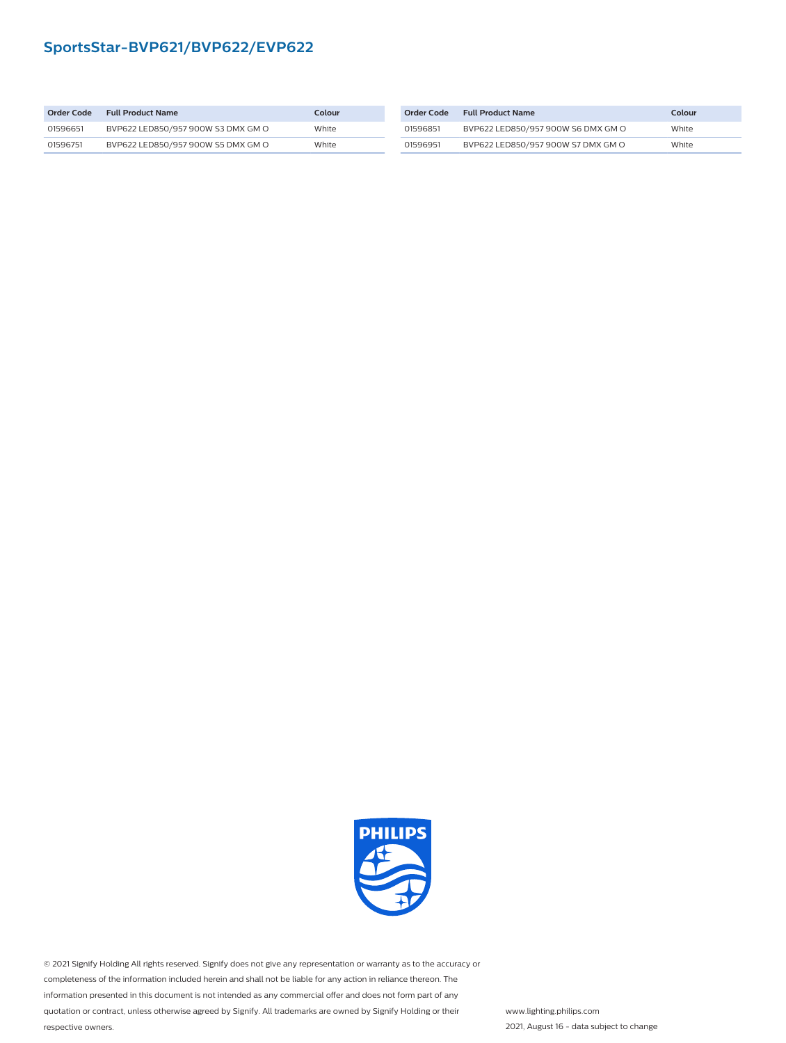| Order Code | Full Product Name | Colour |
|---|---|---|
| 01596651 | BVP622 LED850/957 900W S3 DMX GM O | White |
| 01596751 | BVP622 LED850/957 900W S5 DMX GM O | White |
| 01596851 | BVP622 LED850/957 900W S6 DMX GM O | White |
| 01596951 | BVP622 LED850/957 900W S7 DMX GM O | White |

© 2021 Signify Holding All rights reserved. Signify does not give any representation or warranty as to the accuracy or completeness of the information included herein and shall not be liable for any action in reliance thereon. The information presented in this document is not intended as any commercial offer and does not form part of any quotation or contract, unless otherwise agreed by Signify. All trademarks are owned by Signify Holding or their respective owners.

www.lighting.philips.com

2021, August 16 - data subject to change